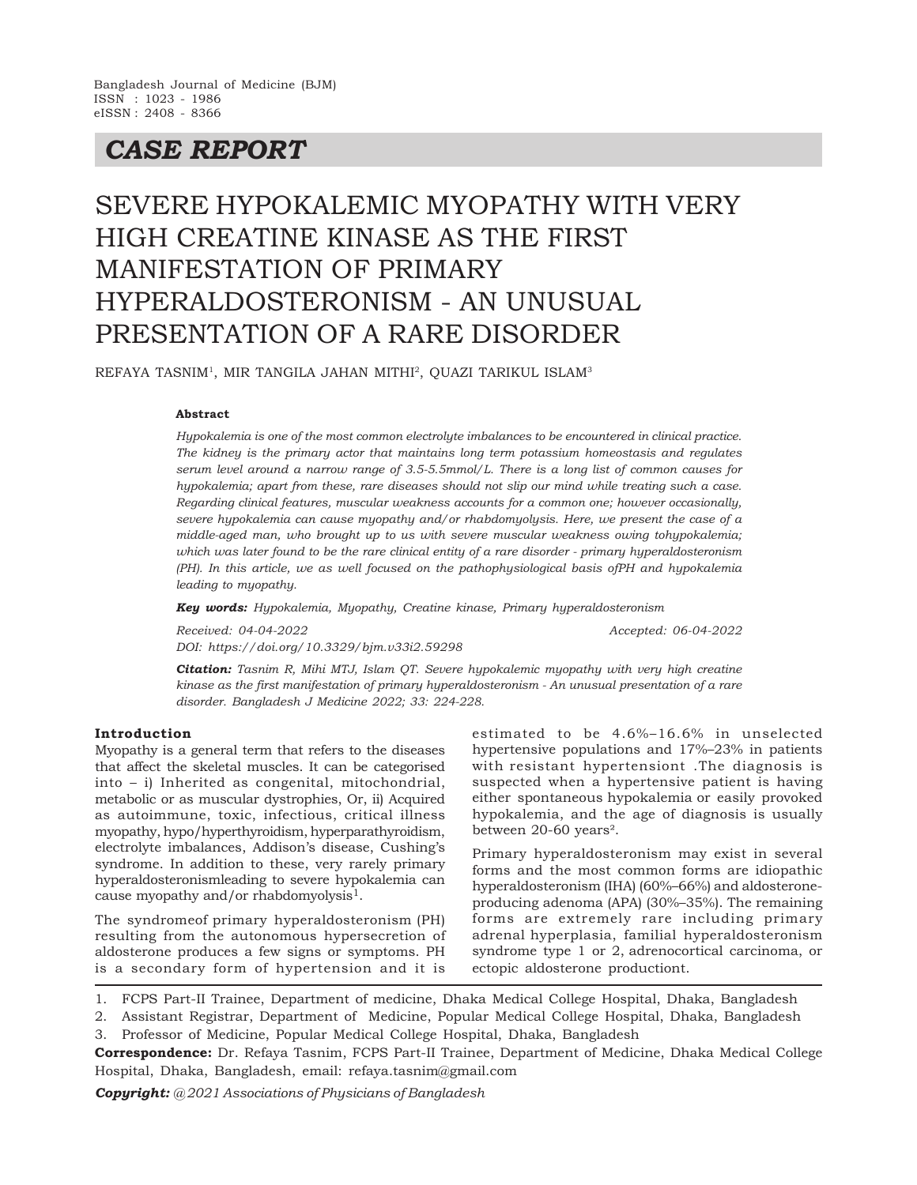Bangladesh Journal of Medicine (BJM)
ISSN : 1023 - 1986
eISSN : 2408 - 8366

# *CASE REPORT*

# SEVERE HYPOKALEMIC MYOPATHY WITH VERY HIGH CREATINE KINASE AS THE FIRST MANIFESTATION OF PRIMARY HYPERALDOSTERONISM - AN UNUSUAL PRESENTATION OF A RARE DISORDER

REFAYA TASNIM[1], MIR TANGILA JAHAN MITHI[2], QUAZI TARIKUL ISLAM[3]

**Abstract**

*Hypokalemia is one of the most common electrolyte imbalances to be encountered in clinical practice. The kidney is the primary actor that maintains long term potassium homeostasis and regulates serum level around a narrow range of 3.5-5.5mmol/L. There is a long list of common causes for hypokalemia; apart from these, rare diseases should not slip our mind while treating such a case. Regarding clinical features, muscular weakness accounts for a common one; however occasionally, severe hypokalemia can cause myopathy and/or rhabdomyolysis. Here, we present the case of a middle-aged man, who brought up to us with severe muscular weakness owing tohypokalemia; which was later found to be the rare clinical entity of a rare disorder - primary hyperaldosteronism (PH). In this article, we as well focused on the pathophysiological basis ofPH and hypokalemia leading to myopathy.*

***Key words:*** *Hypokalemia, Myopathy, Creatine kinase, Primary hyperaldosteronism*

*Received: 04-04-2022* *Accepted: 06-04-2022*

*DOI: https://doi.org/10.3329/bjm.v33i2.59298*

***Citation:*** *Tasnim R, Mihi MTJ, Islam QT. Severe hypokalemic myopathy with very high creatine kinase as the first manifestation of primary hyperaldosteronism - An unusual presentation of a rare disorder. Bangladesh J Medicine 2022; 33: 224-228.*

## Introduction

Myopathy is a general term that refers to the diseases that affect the skeletal muscles. It can be categorised into – i) Inherited as congenital, mitochondrial, metabolic or as muscular dystrophies, Or, ii) Acquired as autoimmune, toxic, infectious, critical illness myopathy, hypo/hyperthyroidism, hyperparathyroidism, electrolyte imbalances, Addison's disease, Cushing's syndrome. In addition to these, very rarely primary hyperaldosteronismleading to severe hypokalemia can cause myopathy and/or rhabdomyolysis[1].

The syndromeof primary hyperaldosteronism (PH) resulting from the autonomous hypersecretion of aldosterone produces a few signs or symptoms. PH is a secondary form of hypertension and it is estimated to be 4.6%–16.6% in unselected hypertensive populations and 17%–23% in patients with resistant hypertensiont .The diagnosis is suspected when a hypertensive patient is having either spontaneous hypokalemia or easily provoked hypokalemia, and the age of diagnosis is usually between 20-60 years[2].

Primary hyperaldosteronism may exist in several forms and the most common forms are idiopathic hyperaldosteronism (IHA) (60%–66%) and aldosterone-producing adenoma (APA) (30%–35%). The remaining forms are extremely rare including primary adrenal hyperplasia, familial hyperaldosteronism syndrome type 1 or 2, adrenocortical carcinoma, or ectopic aldosterone productiont.

1. FCPS Part-II Trainee, Department of medicine, Dhaka Medical College Hospital, Dhaka, Bangladesh
2. Assistant Registrar, Department of Medicine, Popular Medical College Hospital, Dhaka, Bangladesh
3. Professor of Medicine, Popular Medical College Hospital, Dhaka, Bangladesh

**Correspondence:** Dr. Refaya Tasnim, FCPS Part-II Trainee, Department of Medicine, Dhaka Medical College Hospital, Dhaka, Bangladesh, email: refaya.tasnim@gmail.com

***Copyright:*** *@2021 Associations of Physicians of Bangladesh*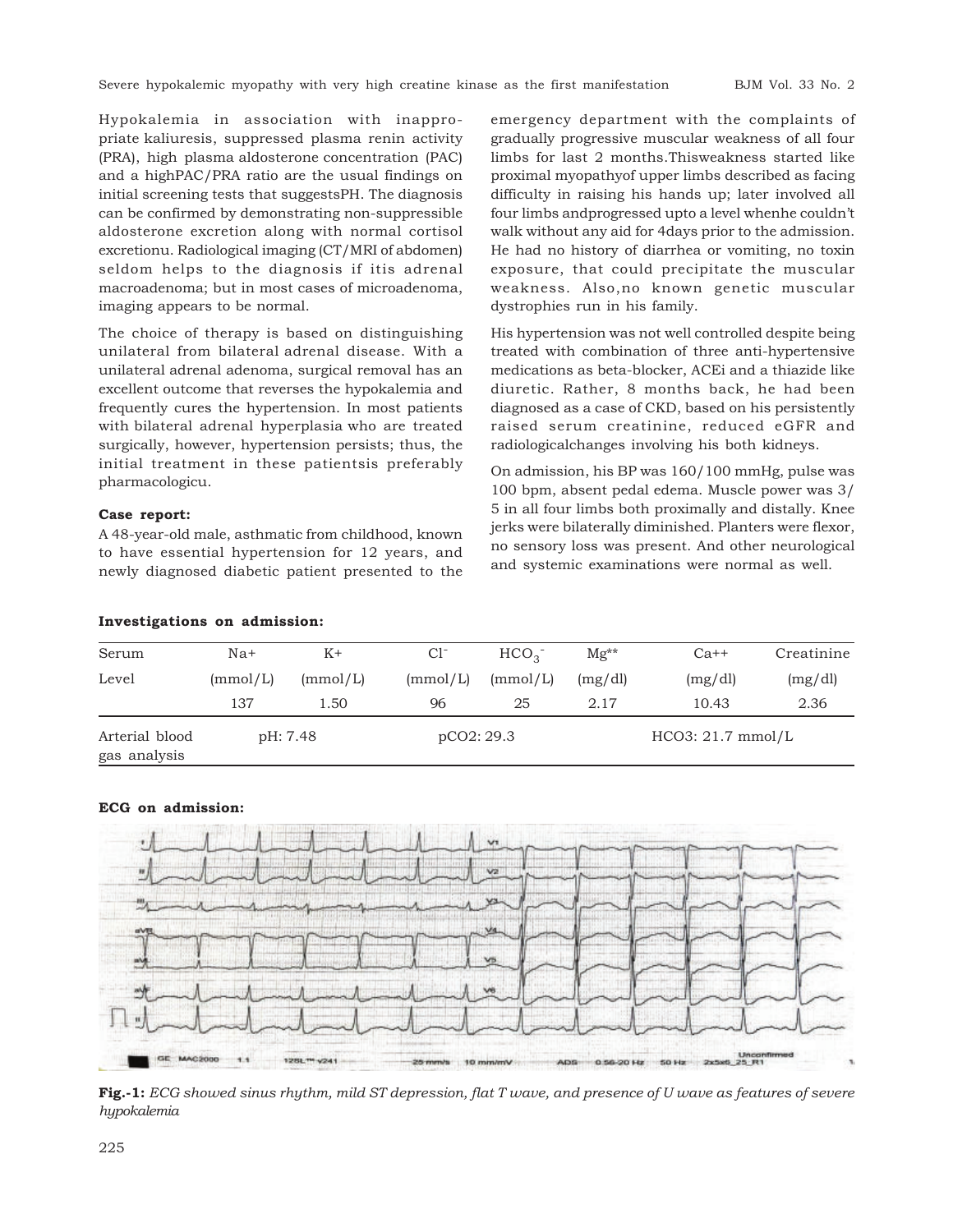Hypokalemia in association with inappropriate kaliuresis, suppressed plasma renin activity (PRA), high plasma aldosterone concentration (PAC) and a highPAC/PRA ratio are the usual findings on initial screening tests that suggestsPH. The diagnosis can be confirmed by demonstrating non-suppressible aldosterone excretion along with normal cortisol excretionu. Radiological imaging (CT/MRI of abdomen) seldom helps to the diagnosis if itis adrenal macroadenoma; but in most cases of microadenoma, imaging appears to be normal.

The choice of therapy is based on distinguishing unilateral from bilateral adrenal disease. With a unilateral adrenal adenoma, surgical removal has an excellent outcome that reverses the hypokalemia and frequently cures the hypertension. In most patients with bilateral adrenal hyperplasia who are treated surgically, however, hypertension persists; thus, the initial treatment in these patientsis preferably pharmacologicu.

**Case report:**

A 48-year-old male, asthmatic from childhood, known to have essential hypertension for 12 years, and newly diagnosed diabetic patient presented to the emergency department with the complaints of gradually progressive muscular weakness of all four limbs for last 2 months.Thisweakness started like proximal myopathyof upper limbs described as facing difficulty in raising his hands up; later involved all four limbs andprogressed upto a level whenhe couldn't walk without any aid for 4days prior to the admission. He had no history of diarrhea or vomiting, no toxin exposure, that could precipitate the muscular weakness. Also,no known genetic muscular dystrophies run in his family.

His hypertension was not well controlled despite being treated with combination of three anti-hypertensive medications as beta-blocker, ACEi and a thiazide like diuretic. Rather, 8 months back, he had been diagnosed as a case of CKD, based on his persistently raised serum creatinine, reduced eGFR and radiologicalchanges involving his both kidneys.

On admission, his BP was 160/100 mmHg, pulse was 100 bpm, absent pedal edema. Muscle power was 3/5 in all four limbs both proximally and distally. Knee jerks were bilaterally diminished. Planters were flexor, no sensory loss was present. And other neurological and systemic examinations were normal as well.

**Investigations on admission:**

| Serum | Na+ | K+ | $Cl^-$ | $HCO_3^-$ | Mg** | Ca++ | Creatinine |
|---|---|---|---|---|---|---|---|
| Level | (mmol/L) | (mmol/L) | (mmol/L) | (mmol/L) | (mg/dl) | (mg/dl) | (mg/dl) |
| | 137 | 1.50 | 96 | 25 | 2.17 | 10.43 | 2.36 |
| Arterial blood gas analysis | pH: 7.48 | | pCO2: 29.3 | | | HCO3: 21.7 mmol/L | |

**ECG on admission:**

**Fig.-1:** *ECG showed sinus rhythm, mild ST depression, flat T wave, and presence of U wave as features of severe hypokalemia*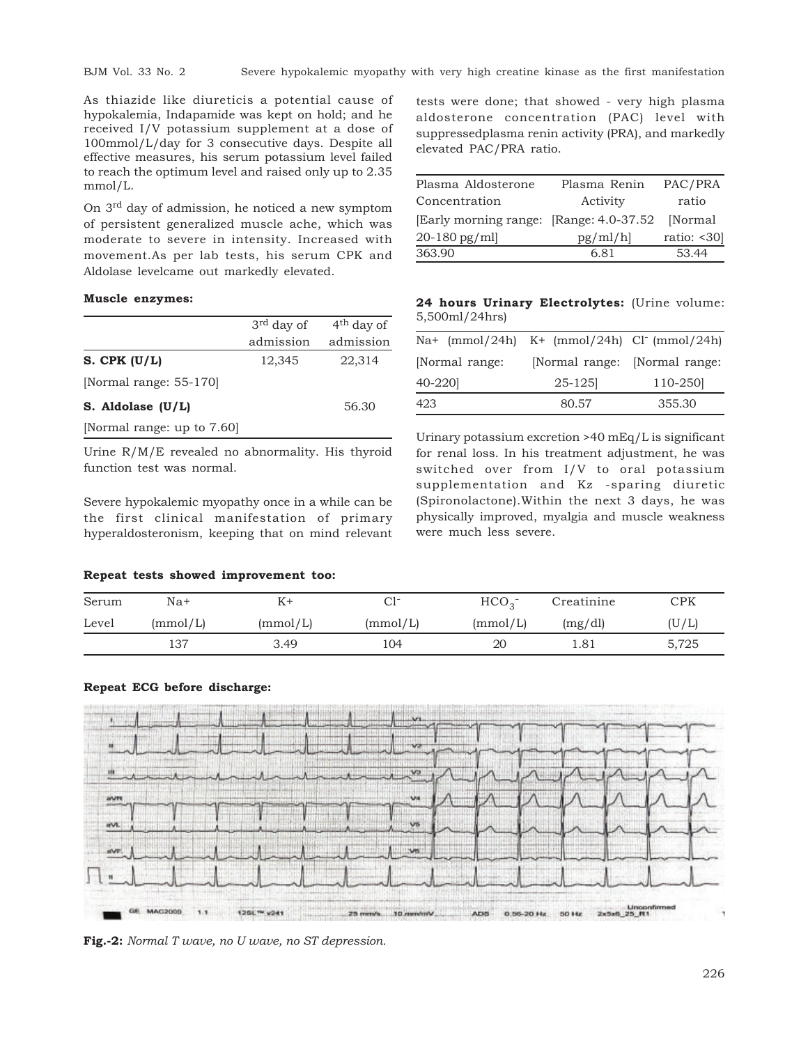As thiazide like diureticis a potential cause of hypokalemia, Indapamide was kept on hold; and he received I/V potassium supplement at a dose of 100mmol/L/day for 3 consecutive days. Despite all effective measures, his serum potassium level failed to reach the optimum level and raised only up to 2.35 mmol/L.

On 3[rd] day of admission, he noticed a new symptom of persistent generalized muscle ache, which was moderate to severe in intensity. Increased with movement.As per lab tests, his serum CPK and Aldolase levelcame out markedly elevated.

**Muscle enzymes:**

| | 3rd day of admission | 4th day of admission |
|---|---|---|
| **S. CPK (U/L)** | 12,345 | 22,314 |
| [Normal range: 55-170] | | |
| **S. Aldolase (U/L)** | | 56.30 |
| [Normal range: up to 7.60] | | |

Urine R/M/E revealed no abnormality. His thyroid function test was normal.

Severe hypokalemic myopathy once in a while can be the first clinical manifestation of primary hyperaldosteronism, keeping that on mind relevant tests were done; that showed - very high plasma aldosterone concentration (PAC) level with suppressedplasma renin activity (PRA), and markedly elevated PAC/PRA ratio.

| Plasma Aldosterone Concentration [Early morning range: 20-180 pg/ml] | Plasma Renin Activity [Range: 4.0-37.52 pg/ml/h] | PAC/PRA ratio [Normal ratio: <30] |
|---|---|---|
| 363.90 | 6.81 | 53.44 |

**24 hours Urinary Electrolytes:** (Urine volume: 5,500ml/24hrs)

| Na+ (mmol/24h) [Normal range: 40-220] | K+ (mmol/24h) [Normal range: 25-125] | $Cl^-$ (mmol/24h) [Normal range: 110-250] |
|---|---|---|
| 423 | 80.57 | 355.30 |

Urinary potassium excretion >40 mEq/L is significant for renal loss. In his treatment adjustment, he was switched over from I/V to oral potassium supplementation and Kz -sparing diuretic (Spironolactone).Within the next 3 days, he was physically improved, myalgia and muscle weakness were much less severe.

**Repeat tests showed improvement too:**

| Serum Level | Na+ (mmol/L) | K+ (mmol/L) | $Cl^-$ (mmol/L) | $HCO_3^-$ (mmol/L) | Creatinine (mg/dl) | CPK (U/L) |
|---|---|---|---|---|---|---|
| | 137 | 3.49 | 104 | 20 | 1.81 | 5,725 |

**Repeat ECG before discharge:**

**Fig.-2:** *Normal T wave, no U wave, no ST depression.*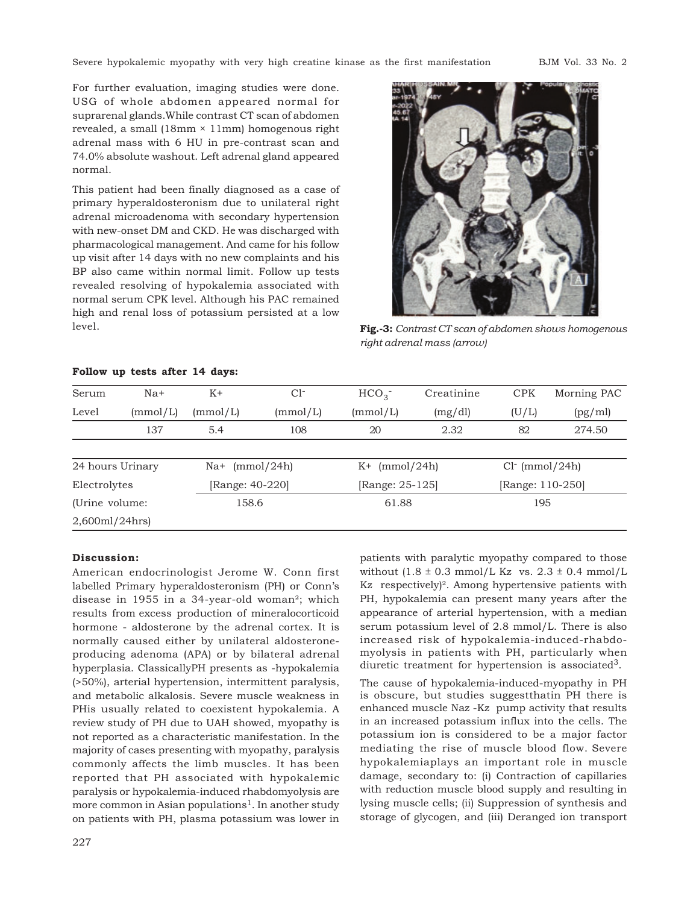For further evaluation, imaging studies were done. USG of whole abdomen appeared normal for suprarenal glands.While contrast CT scan of abdomen revealed, a small (18mm × 11mm) homogenous right adrenal mass with 6 HU in pre-contrast scan and 74.0% absolute washout. Left adrenal gland appeared normal.

This patient had been finally diagnosed as a case of primary hyperaldosteronism due to unilateral right adrenal microadenoma with secondary hypertension with new-onset DM and CKD. He was discharged with pharmacological management. And came for his follow up visit after 14 days with no new complaints and his BP also came within normal limit. Follow up tests revealed resolving of hypokalemia associated with normal serum CPK level. Although his PAC remained high and renal loss of potassium persisted at a low level.

**Fig.-3:** *Contrast CT scan of abdomen shows homogenous right adrenal mass (arrow)*

**Follow up tests after 14 days:**

| Serum Level | Na+ (mmol/L) | K+ (mmol/L) | $Cl^-$ (mmol/L) | $HCO_3^-$ (mmol/L) | Creatinine (mg/dl) | CPK (U/L) | Morning PAC (pg/ml) |
|---|---|---|---|---|---|---|---|
| | 137 | 5.4 | 108 | 20 | 2.32 | 82 | 274.50 |

| 24 hours Urinary Electrolytes (Urine volume: 2,600ml/24hrs) | Na+ (mmol/24h) [Range: 40-220] | K+ (mmol/24h) [Range: 25-125] | $Cl^-$ (mmol/24h) [Range: 110-250] |
|---|---|---|---|
| | 158.6 | 61.88 | 195 |

**Discussion:**

American endocrinologist Jerome W. Conn first labelled Primary hyperaldosteronism (PH) or Conn's disease in 1955 in a 34-year-old woman[2]; which results from excess production of mineralocorticoid hormone - aldosterone by the adrenal cortex. It is normally caused either by unilateral aldosterone-producing adenoma (APA) or by bilateral adrenal hyperplasia. ClassicallyPH presents as -hypokalemia (>50%), arterial hypertension, intermittent paralysis, and metabolic alkalosis. Severe muscle weakness in PHis usually related to coexistent hypokalemia. A review study of PH due to UAH showed, myopathy is not reported as a characteristic manifestation. In the majority of cases presenting with myopathy, paralysis commonly affects the limb muscles. It has been reported that PH associated with hypokalemic paralysis or hypokalemia-induced rhabdomyolysis are more common in Asian populations[1]. In another study on patients with PH, plasma potassium was lower in patients with paralytic myopathy compared to those without (1.8 ± 0.3 mmol/L Kz vs. 2.3 ± 0.4 mmol/L Kz respectively)[2]. Among hypertensive patients with PH, hypokalemia can present many years after the appearance of arterial hypertension, with a median serum potassium level of 2.8 mmol/L. There is also increased risk of hypokalemia-induced-rhabdomyolysis in patients with PH, particularly when diuretic treatment for hypertension is associated[3].

The cause of hypokalemia-induced-myopathy in PH is obscure, but studies suggestthatin PH there is enhanced muscle Naz -Kz pump activity that results in an increased potassium influx into the cells. The potassium ion is considered to be a major factor mediating the rise of muscle blood flow. Severe hypokalemiaplays an important role in muscle damage, secondary to: (i) Contraction of capillaries with reduction muscle blood supply and resulting in lysing muscle cells; (ii) Suppression of synthesis and storage of glycogen, and (iii) Deranged ion transport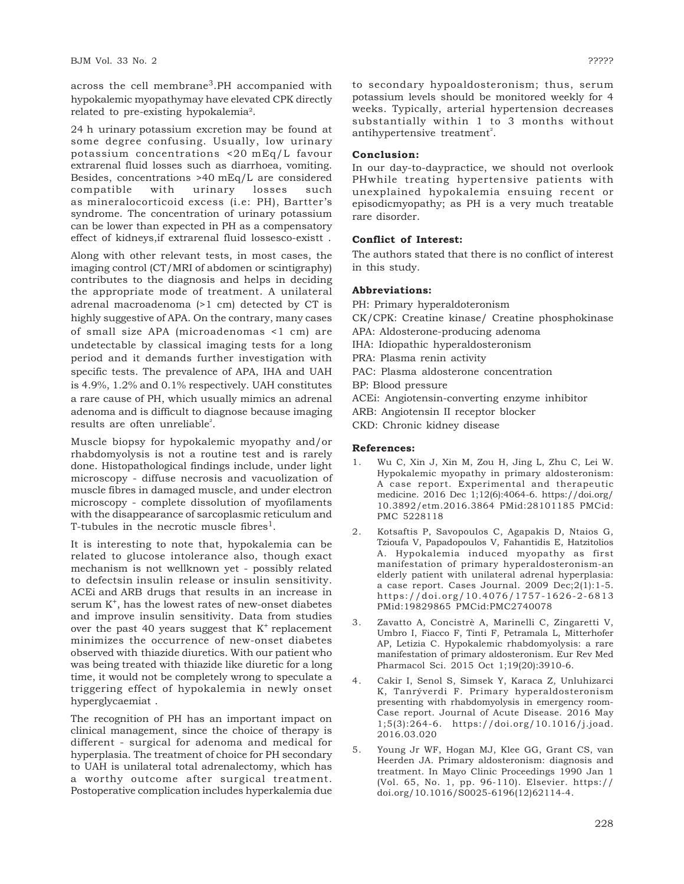across the cell membrane[3].PH accompanied with hypokalemic myopathymay have elevated CPK directly related to pre-existing hypokalemia[2].

24 h urinary potassium excretion may be found at some degree confusing. Usually, low urinary potassium concentrations <20 mEq/L favour extrarenal fluid losses such as diarrhoea, vomiting. Besides, concentrations >40 mEq/L are considered compatible with urinary losses such as mineralocorticoid excess (i.e: PH), Bartter's syndrome. The concentration of urinary potassium can be lower than expected in PH as a compensatory effect of kidneys,if extrarenal fluid lossesco-existt .

Along with other relevant tests, in most cases, the imaging control (CT/MRI of abdomen or scintigraphy) contributes to the diagnosis and helps in deciding the appropriate mode of treatment. A unilateral adrenal macroadenoma (>1 cm) detected by CT is highly suggestive of APA. On the contrary, many cases of small size APA (microadenomas <1 cm) are undetectable by classical imaging tests for a long period and it demands further investigation with specific tests. The prevalence of APA, IHA and UAH is 4.9%, 1.2% and 0.1% respectively. UAH constitutes a rare cause of PH, which usually mimics an adrenal adenoma and is difficult to diagnose because imaging results are often unreliable[2].

Muscle biopsy for hypokalemic myopathy and/or rhabdomyolysis is not a routine test and is rarely done. Histopathological findings include, under light microscopy - diffuse necrosis and vacuolization of muscle fibres in damaged muscle, and under electron microscopy - complete dissolution of myofilaments with the disappearance of sarcoplasmic reticulum and T-tubules in the necrotic muscle fibres[1].

It is interesting to note that, hypokalemia can be related to glucose intolerance also, though exact mechanism is not wellknown yet - possibly related to defectsin insulin release or insulin sensitivity. ACEi and ARB drugs that results in an increase in serum $K^+$, has the lowest rates of new-onset diabetes and improve insulin sensitivity. Data from studies over the past 40 years suggest that $K^+$ replacement minimizes the occurrence of new-onset diabetes observed with thiazide diuretics. With our patient who was being treated with thiazide like diuretic for a long time, it would not be completely wrong to speculate a triggering effect of hypokalemia in newly onset hyperglycaemiat .

The recognition of PH has an important impact on clinical management, since the choice of therapy is different - surgical for adenoma and medical for hyperplasia. The treatment of choice for PH secondary to UAH is unilateral total adrenalectomy, which has a worthy outcome after surgical treatment. Postoperative complication includes hyperkalemia due to secondary hypoaldosteronism; thus, serum potassium levels should be monitored weekly for 4 weeks. Typically, arterial hypertension decreases substantially within 1 to 3 months without antihypertensive treatment[2].

**Conclusion:**

In our day-to-daypractice, we should not overlook PHwhile treating hypertensive patients with unexplained hypokalemia ensuing recent or episodicmyopathy; as PH is a very much treatable rare disorder.

**Conflict of Interest:**

The authors stated that there is no conflict of interest in this study.

**Abbreviations:**

PH: Primary hyperaldoteronism
CK/CPK: Creatine kinase/ Creatine phosphokinase
APA: Aldosterone-producing adenoma
IHA: Idiopathic hyperaldosteronism
PRA: Plasma renin activity
PAC: Plasma aldosterone concentration
BP: Blood pressure
ACEi: Angiotensin-converting enzyme inhibitor
ARB: Angiotensin II receptor blocker
CKD: Chronic kidney disease

**References:**

1. Wu C, Xin J, Xin M, Zou H, Jing L, Zhu C, Lei W. Hypokalemic myopathy in primary aldosteronism: A case report. Experimental and therapeutic medicine. 2016 Dec 1;12(6):4064-6. https://doi.org/10.3892/etm.2016.3864 PMid:28101185 PMCid: PMC 5228118
2. Kotsaftis P, Savopoulos C, Agapakis D, Ntaios G, Tzioufa V, Papadopoulos V, Fahantidis E, Hatzitolios A. Hypokalemia induced myopathy as first manifestation of primary hyperaldosteronism-an elderly patient with unilateral adrenal hyperplasia: a case report. Cases Journal. 2009 Dec;2(1):1-5. https://doi.org/10.4076/1757-1626-2-6813 PMid:19829865 PMCid:PMC2740078
3. Zavatto A, Concistrè A, Marinelli C, Zingaretti V, Umbro I, Fiacco F, Tinti F, Petramala L, Mitterhofer AP, Letizia C. Hypokalemic rhabdomyolysis: a rare manifestation of primary aldosteronism. Eur Rev Med Pharmacol Sci. 2015 Oct 1;19(20):3910-6.
4. Cakir I, Senol S, Simsek Y, Karaca Z, Unluhizarci K, Tanrýverdi F. Primary hyperaldosteronism presenting with rhabdomyolysis in emergency room-Case report. Journal of Acute Disease. 2016 May 1;5(3):264-6. https://doi.org/10.1016/j.joad.2016.03.020
5. Young Jr WF, Hogan MJ, Klee GG, Grant CS, van Heerden JA. Primary aldosteronism: diagnosis and treatment. In Mayo Clinic Proceedings 1990 Jan 1 (Vol. 65, No. 1, pp. 96-110). Elsevier. https://doi.org/10.1016/S0025-6196(12)62114-4.